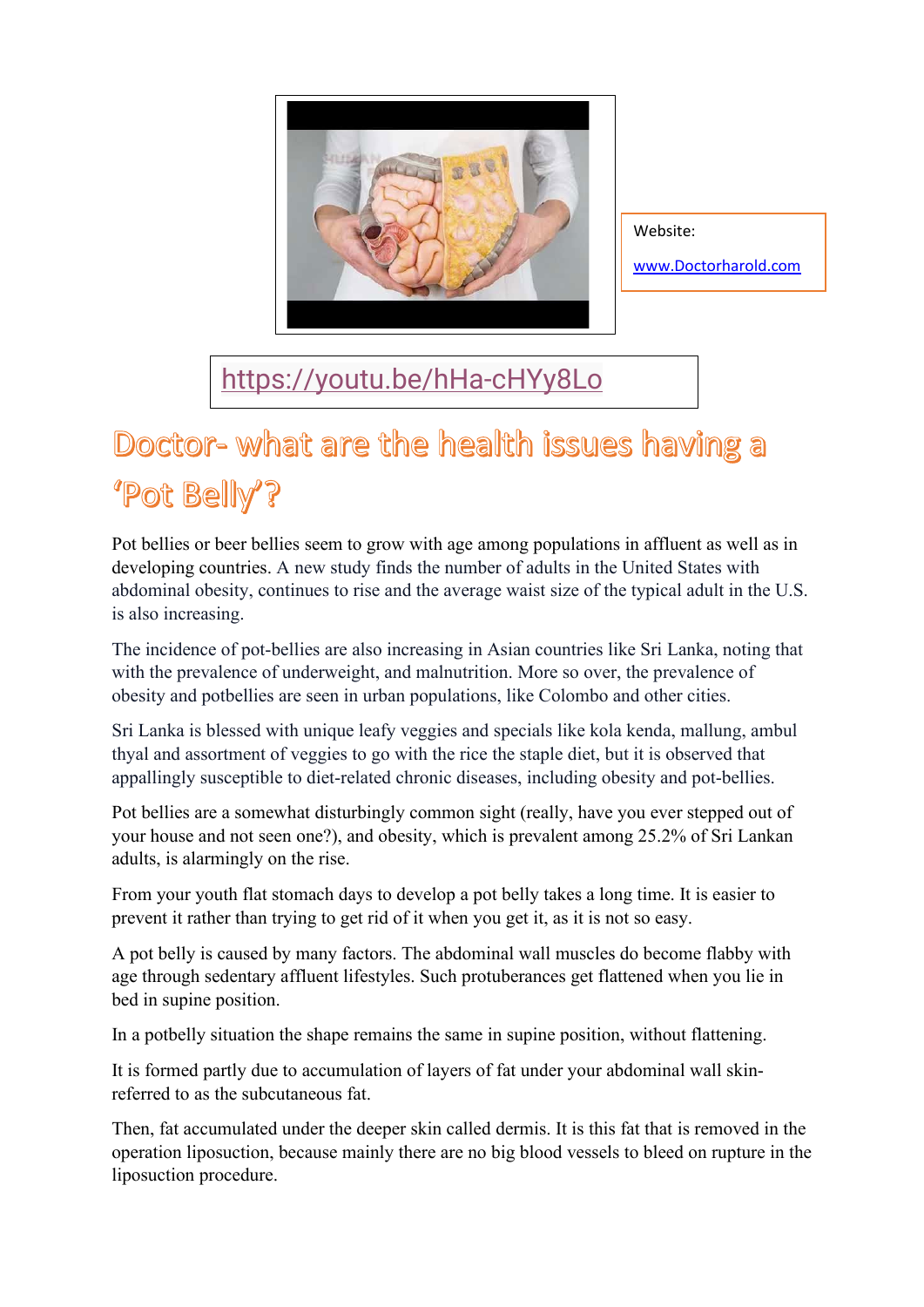Website:

www.Doctorharold.com

https://youtu.be/hHa-cHYy8Lo

# Doctor- what are the health issues having a 'Pot Belly'?

Pot bellies or beer bellies seem to grow with age among populations in affluent as well as in developing countries. A new study finds the number of adults in the United States with abdominal obesity, continues to rise and the average waist size of the typical adult in the U.S. is also increasing.

The incidence of pot-bellies are also increasing in Asian countries like Sri Lanka, noting that with the prevalence of underweight, and malnutrition. More so over, the prevalence of obesity and potbellies are seen in urban populations, like Colombo and other cities.

Sri Lanka is blessed with unique leafy veggies and specials like kola kenda, mallung, ambul thyal and assortment of veggies to go with the rice the staple diet, but it is observed that appallingly susceptible to diet-related chronic diseases, including obesity and pot-bellies.

Pot bellies are a somewhat disturbingly common sight (really, have you ever stepped out of your house and not seen one?), and obesity, which is prevalent among 25.2% of Sri Lankan adults, is alarmingly on the rise.

From your youth flat stomach days to develop a pot belly takes a long time. It is easier to prevent it rather than trying to get rid of it when you get it, as it is not so easy.

A pot belly is caused by many factors. The abdominal wall muscles do become flabby with age through sedentary affluent lifestyles. Such protuberances get flattened when you lie in bed in supine position.

In a potbelly situation the shape remains the same in supine position, without flattening.

It is formed partly due to accumulation of layers of fat under your abdominal wall skin-referred to as the subcutaneous fat.

Then, fat accumulated under the deeper skin called dermis. It is this fat that is removed in the operation liposuction, because mainly there are no big blood vessels to bleed on rupture in the liposuction procedure.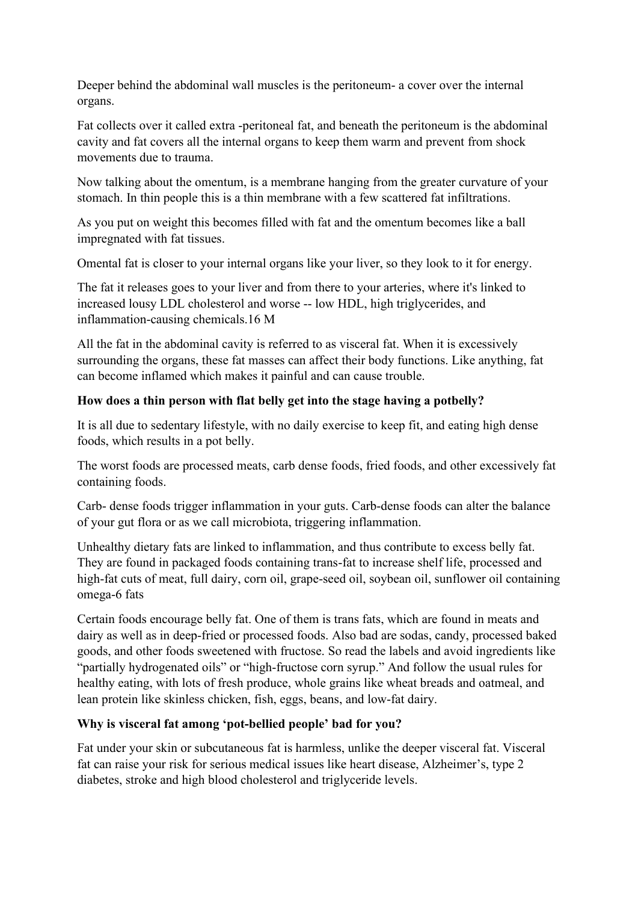Deeper behind the abdominal wall muscles is the peritoneum- a cover over the internal organs.

Fat collects over it called extra -peritoneal fat, and beneath the peritoneum is the abdominal cavity and fat covers all the internal organs to keep them warm and prevent from shock movements due to trauma.

Now talking about the omentum, is a membrane hanging from the greater curvature of your stomach. In thin people this is a thin membrane with a few scattered fat infiltrations.

As you put on weight this becomes filled with fat and the omentum becomes like a ball impregnated with fat tissues.

Omental fat is closer to your internal organs like your liver, so they look to it for energy.

The fat it releases goes to your liver and from there to your arteries, where it's linked to increased lousy LDL cholesterol and worse -- low HDL, high triglycerides, and inflammation-causing chemicals.16 M

All the fat in the abdominal cavity is referred to as visceral fat. When it is excessively surrounding the organs, these fat masses can affect their body functions. Like anything, fat can become inflamed which makes it painful and can cause trouble.

**How does a thin person with flat belly get into the stage having a potbelly?**

It is all due to sedentary lifestyle, with no daily exercise to keep fit, and eating high dense foods, which results in a pot belly.

The worst foods are processed meats, carb dense foods, fried foods, and other excessively fat containing foods.

Carb- dense foods trigger inflammation in your guts. Carb-dense foods can alter the balance of your gut flora or as we call microbiota, triggering inflammation.

Unhealthy dietary fats are linked to inflammation, and thus contribute to excess belly fat. They are found in packaged foods containing trans-fat to increase shelf life, processed and high-fat cuts of meat, full dairy, corn oil, grape-seed oil, soybean oil, sunflower oil containing omega-6 fats

Certain foods encourage belly fat. One of them is trans fats, which are found in meats and dairy as well as in deep-fried or processed foods. Also bad are sodas, candy, processed baked goods, and other foods sweetened with fructose. So read the labels and avoid ingredients like "partially hydrogenated oils" or "high-fructose corn syrup." And follow the usual rules for healthy eating, with lots of fresh produce, whole grains like wheat breads and oatmeal, and lean protein like skinless chicken, fish, eggs, beans, and low-fat dairy.

**Why is visceral fat among 'pot-bellied people' bad for you?**

Fat under your skin or subcutaneous fat is harmless, unlike the deeper visceral fat. Visceral fat can raise your risk for serious medical issues like heart disease, Alzheimer's, type 2 diabetes, stroke and high blood cholesterol and triglyceride levels.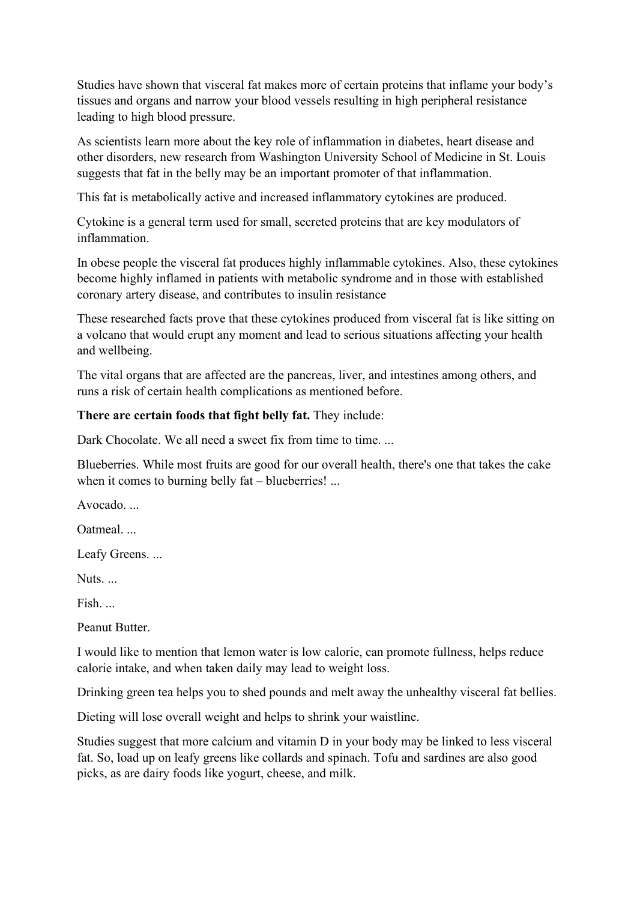Studies have shown that visceral fat makes more of certain proteins that inflame your body's tissues and organs and narrow your blood vessels resulting in high peripheral resistance leading to high blood pressure.

As scientists learn more about the key role of inflammation in diabetes, heart disease and other disorders, new research from Washington University School of Medicine in St. Louis suggests that fat in the belly may be an important promoter of that inflammation.

This fat is metabolically active and increased inflammatory cytokines are produced.

Cytokine is a general term used for small, secreted proteins that are key modulators of inflammation.

In obese people the visceral fat produces highly inflammable cytokines. Also, these cytokines become highly inflamed in patients with metabolic syndrome and in those with established coronary artery disease, and contributes to insulin resistance

These researched facts prove that these cytokines produced from visceral fat is like sitting on a volcano that would erupt any moment and lead to serious situations affecting your health and wellbeing.

The vital organs that are affected are the pancreas, liver, and intestines among others, and runs a risk of certain health complications as mentioned before.

**There are certain foods that fight belly fat.** They include:

Dark Chocolate. We all need a sweet fix from time to time. ...

Blueberries. While most fruits are good for our overall health, there's one that takes the cake when it comes to burning belly fat – blueberries! ...

Avocado. ...

Oatmeal. ...

Leafy Greens. ...

Nuts. ...

Fish. ...

Peanut Butter.

I would like to mention that lemon water is low calorie, can promote fullness, helps reduce calorie intake, and when taken daily may lead to weight loss.

Drinking green tea helps you to shed pounds and melt away the unhealthy visceral fat bellies.

Dieting will lose overall weight and helps to shrink your waistline.

Studies suggest that more calcium and vitamin D in your body may be linked to less visceral fat. So, load up on leafy greens like collards and spinach. Tofu and sardines are also good picks, as are dairy foods like yogurt, cheese, and milk.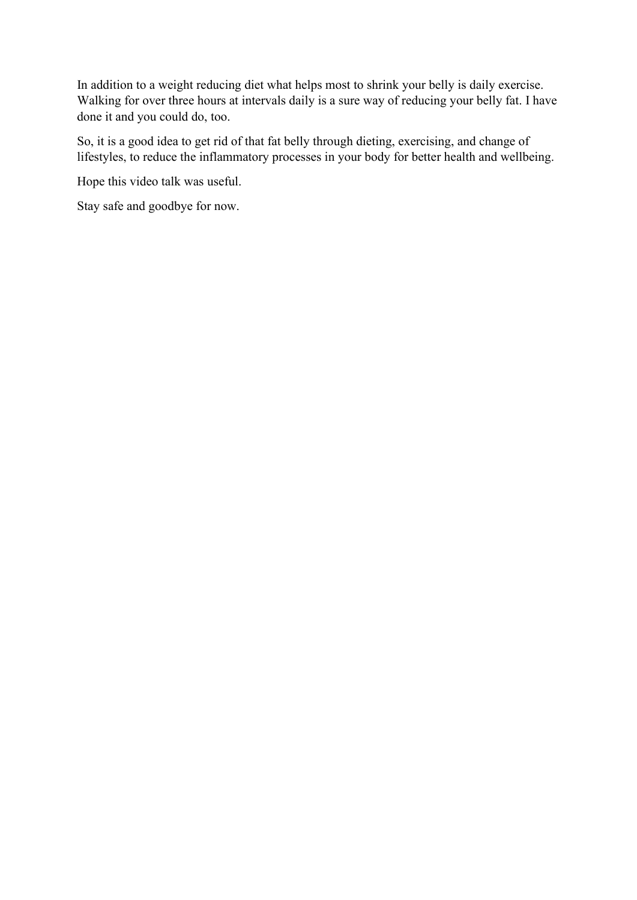In addition to a weight reducing diet what helps most to shrink your belly is daily exercise. Walking for over three hours at intervals daily is a sure way of reducing your belly fat. I have done it and you could do, too.

So, it is a good idea to get rid of that fat belly through dieting, exercising, and change of lifestyles, to reduce the inflammatory processes in your body for better health and wellbeing.

Hope this video talk was useful.

Stay safe and goodbye for now.